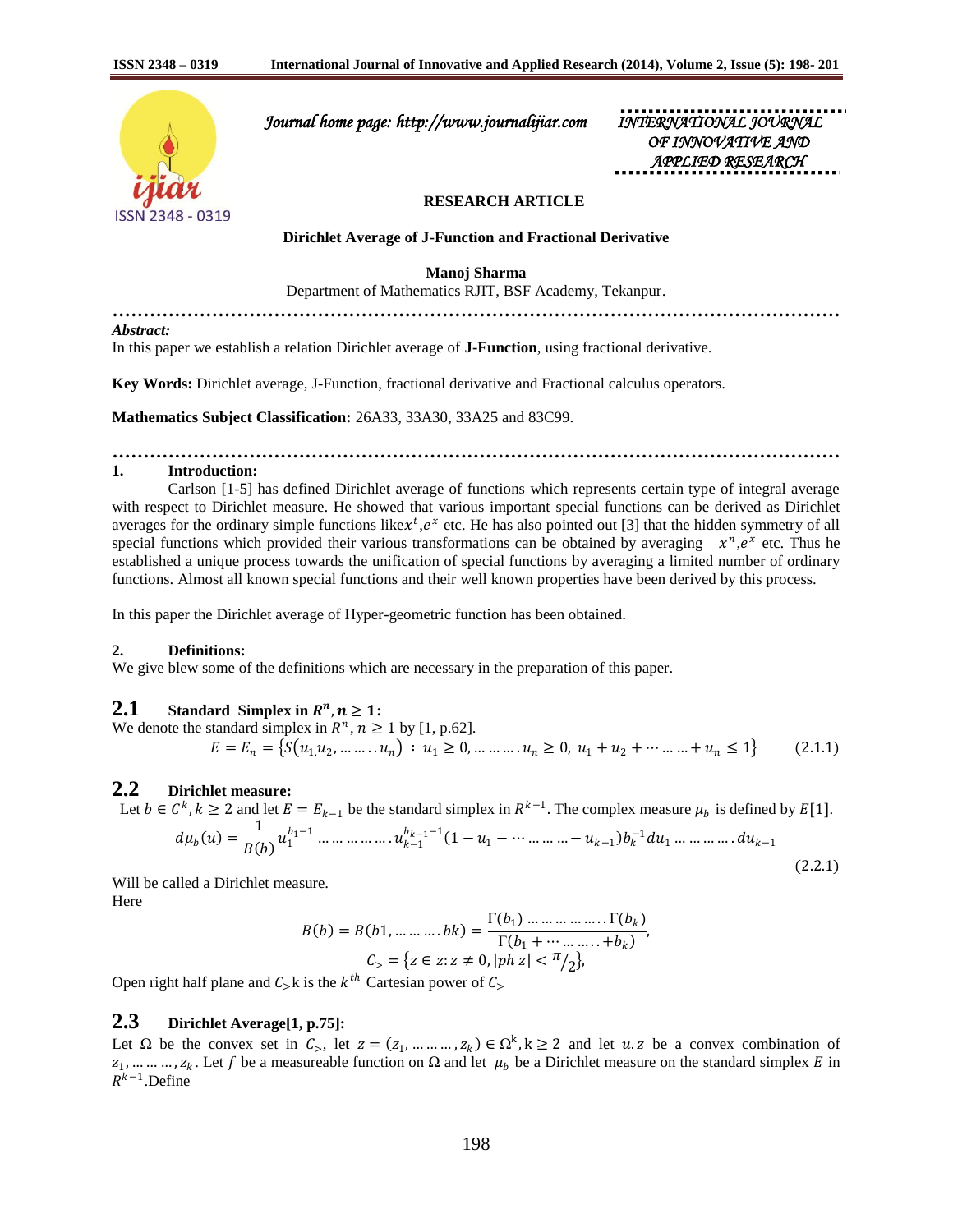Journal home page: http://www.journalijiar.com

INTERNATIONAL JOURNAL OF INNOVATIVE AND APPLIED RESEARCH

**RESEARCH ARTICLE**

**Dirichlet Average of J-Function and Fractional Derivative**

**Manoj Sharma**

Department of Mathematics RJIT, BSF Academy, Tekanpur.

---

***Abstract:***

In this paper we establish a relation Dirichlet average of **J-Function**, using fractional derivative.

**Key Words:** Dirichlet average, J-Function, fractional derivative and Fractional calculus operators.

**Mathematics Subject Classification:** 26A33, 33A30, 33A25 and 83C99.

---

## 1. Introduction:

Carlson [1-5] has defined Dirichlet average of functions which represents certain type of integral average with respect to Dirichlet measure. He showed that various important special functions can be derived as Dirichlet averages for the ordinary simple functions like$x^t$,$e^x$ etc. He has also pointed out [3] that the hidden symmetry of all special functions which provided their various transformations can be obtained by averaging $x^n$,$e^x$ etc. Thus he established a unique process towards the unification of special functions by averaging a limited number of ordinary functions. Almost all known special functions and their well known properties have been derived by this process.

In this paper the Dirichlet average of Hyper-geometric function has been obtained.

## 2. Definitions:

We give blew some of the definitions which are necessary in the preparation of this paper.

### 2.1 Standard Simplex in $R^n, n \geq 1$:

We denote the standard simplex in $R^n$, $n \geq 1$ by [1, p.62].

$$E = E_n = \{S(u_1, u_2, \ldots \ldots . . u_n) : u_1 \geq 0, \ldots \ldots \ldots . u_n \geq 0, \; u_1 + u_2 + \cdots \ldots \ldots + u_n \leq 1\} \qquad (2.1.1)$$

### 2.2 Dirichlet measure:

Let $b \in C^k, k \geq 2$ and let $E = E_{k-1}$ be the standard simplex in $R^{k-1}$. The complex measure $\mu_b$ is defined by $E$[1].

$$d\mu_b(u) = \frac{1}{B(b)} u_1^{b_1 - 1} \ldots \ldots \ldots \ldots . u_{k-1}^{b_{k-1}-1} (1 - u_1 - \cdots \ldots \ldots \ldots - u_{k-1}) b_k^{-1} du_1 \ldots \ldots \ldots . du_{k-1} \qquad (2.2.1)$$

Will be called a Dirichlet measure.

Here

$$B(b) = B(b1, \ldots \ldots \ldots . bk) = \frac{\Gamma(b_1) \ldots \ldots \ldots \ldots . . \Gamma(b_k)}{\Gamma(b_1 + \cdots \ldots \ldots . . + b_k)},$$

$$C_> = \{z \in z : z \neq 0, |ph\, z| < \pi/2\},$$

Open right half plane and $C_>$k is the $k^{th}$ Cartesian power of $C_>$

### 2.3 Dirichlet Average[1, p.75]:

Let $\Omega$ be the convex set in $C_>$, let $z = (z_1, \ldots \ldots \ldots , z_k) \in \Omega^k, k \geq 2$ and let $u.z$ be a convex combination of $z_1, \ldots \ldots \ldots , z_k$. Let $f$ be a measureable function on $\Omega$ and let $\mu_b$ be a Dirichlet measure on the standard simplex $E$ in $R^{k-1}$.Define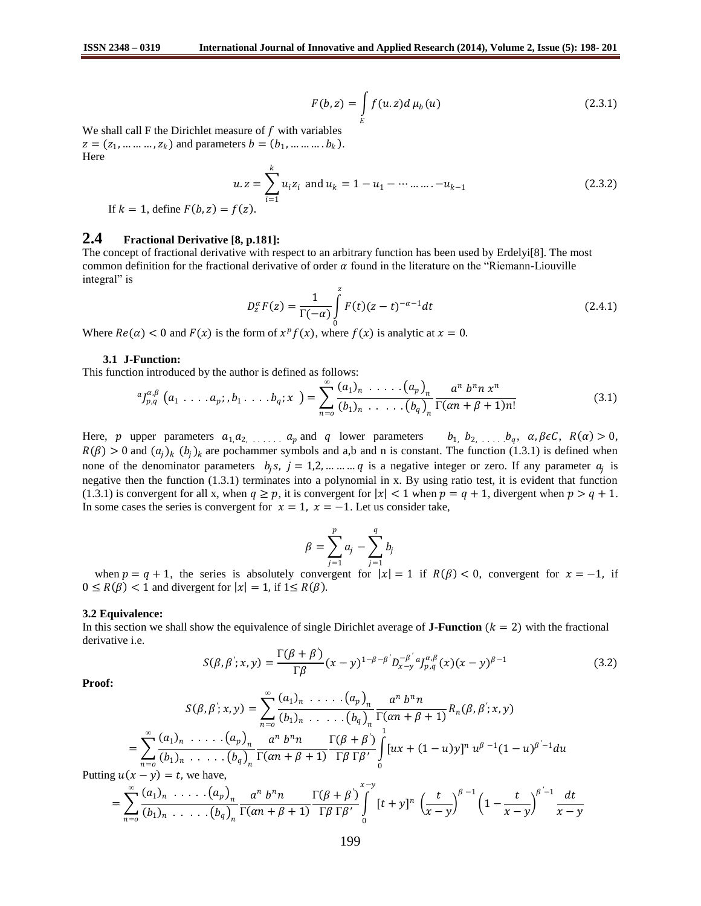$$F(b,z) = \int_E f(u.z)d\,\mu_b(u) \tag{2.3.1}$$

We shall call F the Dirichlet measure of $f$ with variables $z = (z_1, \dots\dots\dots, z_k)$ and parameters $b = (b_1, \dots\dots\dots.b_k)$.
Here

$$u.z = \sum_{i=1}^{k} u_i z_i \text{ and } u_k = 1 - u_1 - \cdots \dots\dots. - u_{k-1} \tag{2.3.2}$$

If $k = 1$, define $F(b,z) = f(z)$.

## 2.4 Fractional Derivative [8, p.181]:

The concept of fractional derivative with respect to an arbitrary function has been used by Erdelyi[8]. The most common definition for the fractional derivative of order $\alpha$ found in the literature on the "Riemann-Liouville integral" is

$$D_z^{\alpha} F(z) = \frac{1}{\Gamma(-\alpha)} \int_0^z F(t)(z-t)^{-\alpha-1}dt \tag{2.4.1}$$

Where $Re(\alpha) < 0$ and $F(x)$ is the form of $x^p f(x)$, where $f(x)$ is analytic at $x = 0$.

### 3.1 J-Function:

This function introduced by the author is defined as follows:

$$^{a}J_{p,q}^{\alpha,\beta}\left(a_1 \;.\;.\;.\;. a_p;, b_1 \;.\;.\;.\;. b_q; x\;\right) = \sum_{n=o}^{\infty} \frac{(a_1)_n \;.\;.\;.\;.\;.\;(a_p)_n}{(b_1)_n \;.\;.\;.\;.\;.\;(b_q)_n} \frac{a^n\; b^n n\; x^n}{\Gamma(\alpha n+\beta+1)n!} \tag{3.1}$$

Here, $p$ upper parameters $a_{1,} a_{2,\;\dots\dots} a_p$ and $q$ lower parameters $b_{1,}\; b_{2,\;\dots\dots} b_q$, $\alpha, \beta \epsilon C$, $R(\alpha) > 0$, $R(\beta) > 0$ and $(a_j)_k\; (b_j)_k$ are pochammer symbols and a,b and n is constant. The function (1.3.1) is defined when none of the denominator parameters $b_j s$, $j = 1,2, \dots\dots\dots q$ is a negative integer or zero. If any parameter $a_j$ is negative then the function (1.3.1) terminates into a polynomial in x. By using ratio test, it is evident that function (1.3.1) is convergent for all x, when $q \geq p$, it is convergent for $|x| < 1$ when $p = q + 1$, divergent when $p > q + 1$. In some cases the series is convergent for $x = 1$, $x = -1$. Let us consider take,

$$\beta = \sum_{j=1}^{p} a_j - \sum_{j=1}^{q} b_j$$

when $p = q + 1$, the series is absolutely convergent for $|x| = 1$ if $R(\beta) < 0$, convergent for $x = -1$, if $0 \leq R(\beta) < 1$ and divergent for $|x| = 1$, if $1 \leq R(\beta)$.

### 3.2 Equivalence:

In this section we shall show the equivalence of single Dirichlet average of **J-Function** ($k = 2$) with the fractional derivative i.e.

$$S(\beta, \beta'; x, y) = \frac{\Gamma(\beta + \beta')}{\Gamma\beta}(x-y)^{1-\beta-\beta'} D_{x-y}^{-\beta'}\, {}^{a}J_{p,q}^{\alpha,\beta}(x)(x-y)^{\beta-1} \tag{3.2}$$

**Proof:**

$$S(\beta, \beta'; x, y) = \sum_{n=o}^{\infty} \frac{(a_1)_n \;.\;.\;.\;.\;.\;(a_p)_n}{(b_1)_n \;.\;.\;.\;.\;.\;(b_q)_n} \frac{a^n\; b^n n}{\Gamma(\alpha n+\beta+1)} R_n(\beta, \beta'; x, y)$$

$$= \sum_{n=o}^{\infty} \frac{(a_1)_n \;.\;.\;.\;.\;.\;(a_p)_n}{(b_1)_n \;.\;.\;.\;.\;.\;(b_q)_n} \frac{a^n\; b^n n}{\Gamma(\alpha n+\beta+1)} \frac{\Gamma(\beta + \beta')}{\Gamma\beta\; \Gamma\beta'} \int_0^1 [ux + (1-u)y]^n\; u^{\beta-1}(1-u)^{\beta'-1}du$$

Putting $u(x - y) = t$, we have,

$$= \sum_{n=o}^{\infty} \frac{(a_1)_n \;.\;.\;.\;.\;.\;(a_p)_n}{(b_1)_n \;.\;.\;.\;.\;.\;(b_q)_n} \frac{a^n\; b^n n}{\Gamma(\alpha n+\beta+1)} \frac{\Gamma(\beta + \beta')}{\Gamma\beta\; \Gamma\beta'} \int_0^{x-y} [t+y]^n \left(\frac{t}{x-y}\right)^{\beta-1} \left(1 - \frac{t}{x-y}\right)^{\beta'-1} \frac{dt}{x-y}$$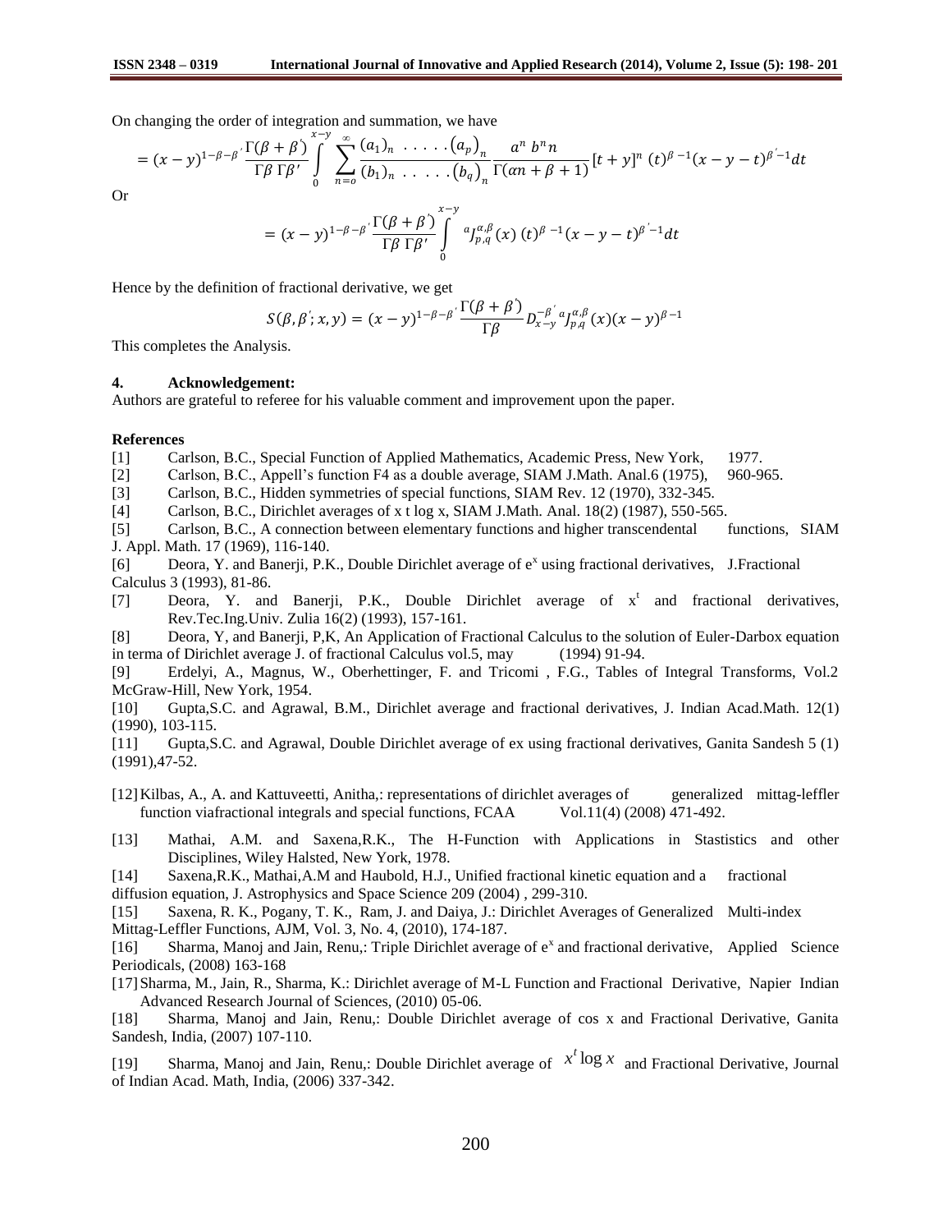On changing the order of integration and summation, we have

$$= (x-y)^{1-\beta-\beta'} \frac{\Gamma(\beta+\beta')}{\Gamma\beta\, \Gamma\beta'} \int_0^{x-y} \sum_{n=o}^{\infty} \frac{(a_1)_n \;.\;.\;.\;.\;.\; (a_p)_n}{(b_1)_n \;.\;.\;.\;.\;.\; (b_q)_n} \frac{a^n\, b^n n}{\Gamma(\alpha n+\beta+1)} [t+y]^n\, (t)^{\beta-1} (x-y-t)^{\beta'-1} dt$$

Or

$$= (x-y)^{1-\beta-\beta'} \frac{\Gamma(\beta+\beta')}{\Gamma\beta\, \Gamma\beta'} \int_0^{x-y} {}^{a}J_{p,q}^{\alpha,\beta}(x)\, (t)^{\beta-1} (x-y-t)^{\beta'-1} dt$$

Hence by the definition of fractional derivative, we get

$$S(\beta,\beta';x,y) = (x-y)^{1-\beta-\beta'} \frac{\Gamma(\beta+\beta')}{\Gamma\beta} D_{x-y}^{-\beta'}\, {}^{a}J_{p,q}^{\alpha,\beta}(x)(x-y)^{\beta-1}$$

This completes the Analysis.

## 4. Acknowledgement:

Authors are grateful to referee for his valuable comment and improvement upon the paper.

## References

[1] Carlson, B.C., Special Function of Applied Mathematics, Academic Press, New York, 1977.

[2] Carlson, B.C., Appell's function F4 as a double average, SIAM J.Math. Anal.6 (1975), 960-965.

[3] Carlson, B.C., Hidden symmetries of special functions, SIAM Rev. 12 (1970), 332-345.

[4] Carlson, B.C., Dirichlet averages of x t log x, SIAM J.Math. Anal. 18(2) (1987), 550-565.

[5] Carlson, B.C., A connection between elementary functions and higher transcendental functions, SIAM J. Appl. Math. 17 (1969), 116-140.

[6] Deora, Y. and Banerji, P.K., Double Dirichlet average of $e^x$ using fractional derivatives, J.Fractional Calculus 3 (1993), 81-86.

[7] Deora, Y. and Banerji, P.K., Double Dirichlet average of $x^t$ and fractional derivatives, Rev.Tec.Ing.Univ. Zulia 16(2) (1993), 157-161.

[8] Deora, Y, and Banerji, P,K, An Application of Fractional Calculus to the solution of Euler-Darbox equation in terma of Dirichlet average J. of fractional Calculus vol.5, may (1994) 91-94.

[9] Erdelyi, A., Magnus, W., Oberhettinger, F. and Tricomi , F.G., Tables of Integral Transforms, Vol.2 McGraw-Hill, New York, 1954.

[10] Gupta,S.C. and Agrawal, B.M., Dirichlet average and fractional derivatives, J. Indian Acad.Math. 12(1) (1990), 103-115.

[11] Gupta,S.C. and Agrawal, Double Dirichlet average of ex using fractional derivatives, Ganita Sandesh 5 (1) (1991),47-52.

[12] Kilbas, A., A. and Kattuveetti, Anitha,: representations of dirichlet averages of generalized mittag-leffler function viafractional integrals and special functions, FCAA Vol.11(4) (2008) 471-492.

[13] Mathai, A.M. and Saxena,R.K., The H-Function with Applications in Stastistics and other Disciplines, Wiley Halsted, New York, 1978.

[14] Saxena,R.K., Mathai,A.M and Haubold, H.J., Unified fractional kinetic equation and a fractional diffusion equation, J. Astrophysics and Space Science 209 (2004) , 299-310.

[15] Saxena, R. K., Pogany, T. K., Ram, J. and Daiya, J.: Dirichlet Averages of Generalized Multi-index Mittag-Leffler Functions, AJM, Vol. 3, No. 4, (2010), 174-187.

[16] Sharma, Manoj and Jain, Renu,: Triple Dirichlet average of $e^x$ and fractional derivative, Applied Science Periodicals, (2008) 163-168

[17] Sharma, M., Jain, R., Sharma, K.: Dirichlet average of M-L Function and Fractional Derivative, Napier Indian Advanced Research Journal of Sciences, (2010) 05-06.

[18] Sharma, Manoj and Jain, Renu,: Double Dirichlet average of cos x and Fractional Derivative, Ganita Sandesh, India, (2007) 107-110.

[19] Sharma, Manoj and Jain, Renu,: Double Dirichlet average of $x^t \log x$ and Fractional Derivative, Journal of Indian Acad. Math, India, (2006) 337-342.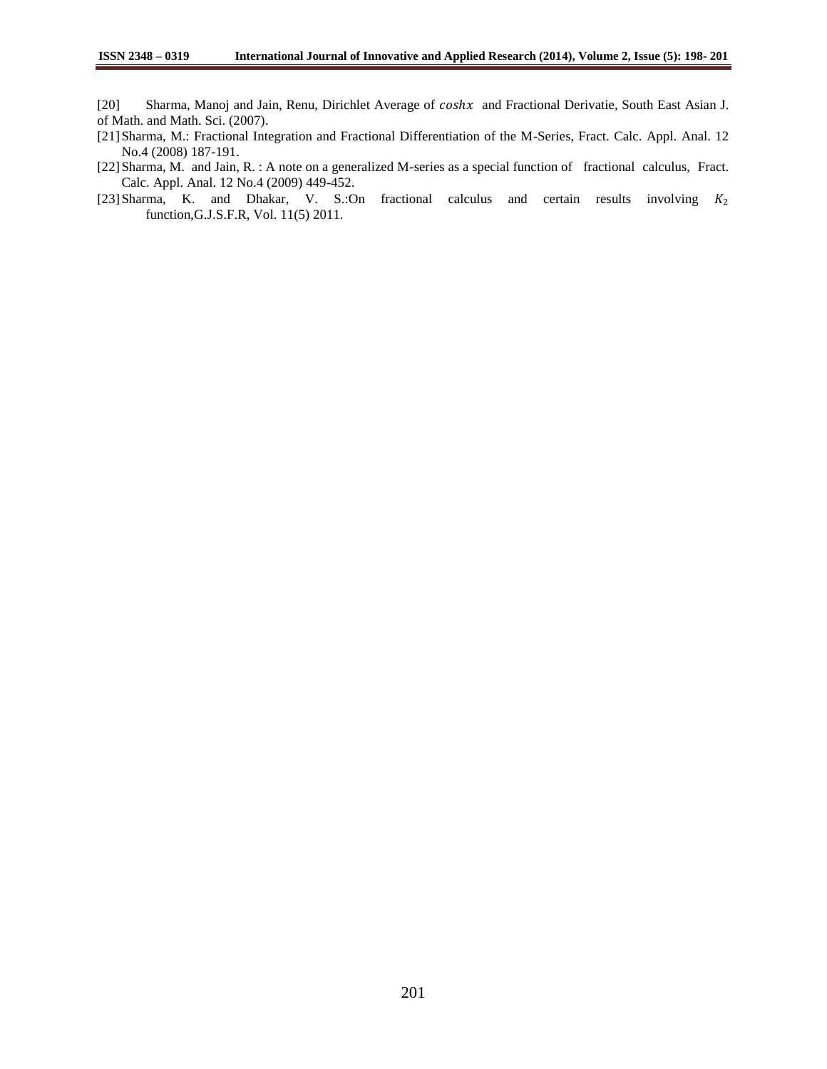[20] Sharma, Manoj and Jain, Renu, Dirichlet Average of $coshx$ and Fractional Derivatie, South East Asian J. of Math. and Math. Sci. (2007).

[21] Sharma, M.: Fractional Integration and Fractional Differentiation of the M-Series, Fract. Calc. Appl. Anal. 12 No.4 (2008) 187-191.

[22] Sharma, M. and Jain, R. : A note on a generalized M-series as a special function of fractional calculus, Fract. Calc. Appl. Anal. 12 No.4 (2009) 449-452.

[23] Sharma, K. and Dhakar, V. S.:On fractional calculus and certain results involving $K_2$ function,G.J.S.F.R, Vol. 11(5) 2011.